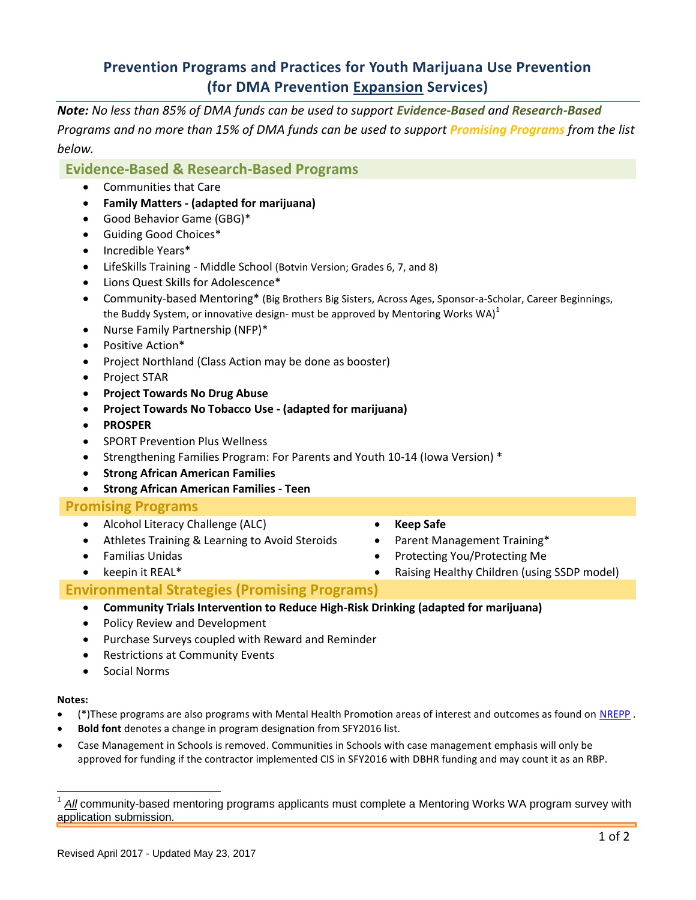# Prevention Programs and Practices for Youth Marijuana Use Prevention (for DMA Prevention Expansion Services)

***Note:*** *No less than 85% of DMA funds can be used to support* ***Evidence-Based*** *and* ***Research-Based*** *Programs and no more than 15% of DMA funds can be used to support* ***Promising Programs*** *from the list below.*

## Evidence-Based & Research-Based Programs

- Communities that Care
- **Family Matters - (adapted for marijuana)**
- Good Behavior Game (GBG)*
- Guiding Good Choices*
- Incredible Years*
- LifeSkills Training - Middle School (Botvin Version; Grades 6, 7, and 8)
- Lions Quest Skills for Adolescence*
- Community-based Mentoring* (Big Brothers Big Sisters, Across Ages, Sponsor-a-Scholar, Career Beginnings, the Buddy System, or innovative design- must be approved by Mentoring Works WA)[1]
- Nurse Family Partnership (NFP)*
- Positive Action*
- Project Northland (Class Action may be done as booster)
- Project STAR
- **Project Towards No Drug Abuse**
- **Project Towards No Tobacco Use - (adapted for marijuana)**
- **PROSPER**
- SPORT Prevention Plus Wellness
- Strengthening Families Program: For Parents and Youth 10-14 (Iowa Version) *
- **Strong African American Families**
- **Strong African American Families - Teen**

## Promising Programs

- Alcohol Literacy Challenge (ALC)
- Athletes Training & Learning to Avoid Steroids
- Familias Unidas
- keepin it REAL*
- **Keep Safe**
- Parent Management Training*
- Protecting You/Protecting Me
- Raising Healthy Children (using SSDP model)

## Environmental Strategies (Promising Programs)

- **Community Trials Intervention to Reduce High-Risk Drinking (adapted for marijuana)**
- Policy Review and Development
- Purchase Surveys coupled with Reward and Reminder
- Restrictions at Community Events
- Social Norms

**Notes:**

- (*)These programs are also programs with Mental Health Promotion areas of interest and outcomes as found on NREPP .
- **Bold font** denotes a change in program designation from SFY2016 list.
- Case Management in Schools is removed. Communities in Schools with case management emphasis will only be approved for funding if the contractor implemented CIS in SFY2016 with DBHR funding and may count it as an RBP.

[1] ***All*** community-based mentoring programs applicants must complete a Mentoring Works WA program survey with application submission.

Revised April 2017 - Updated May 23, 2017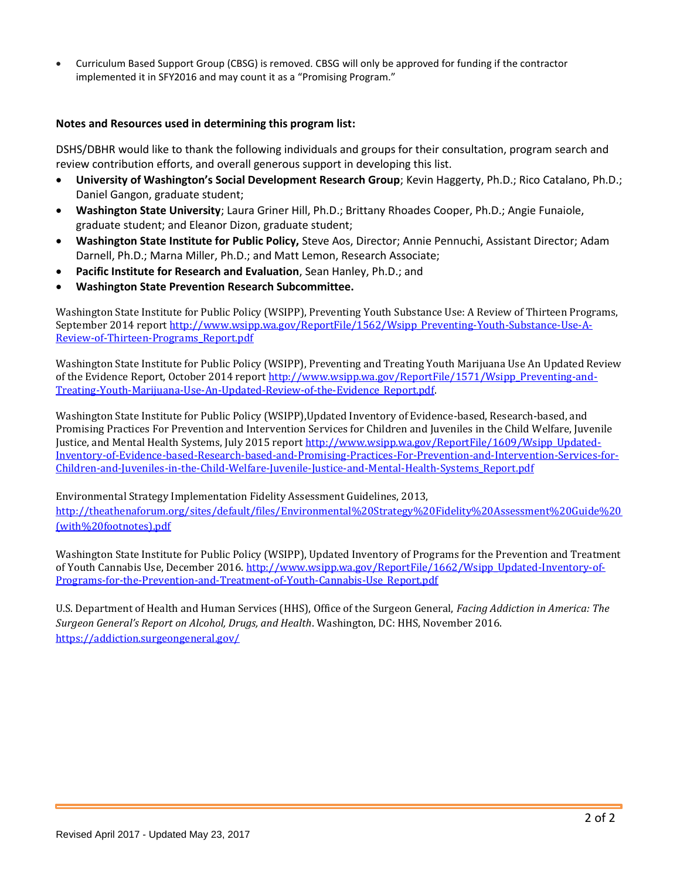- Curriculum Based Support Group (CBSG) is removed. CBSG will only be approved for funding if the contractor implemented it in SFY2016 and may count it as a "Promising Program."

**Notes and Resources used in determining this program list:**

DSHS/DBHR would like to thank the following individuals and groups for their consultation, program search and review contribution efforts, and overall generous support in developing this list.

- **University of Washington's Social Development Research Group**; Kevin Haggerty, Ph.D.; Rico Catalano, Ph.D.; Daniel Gangon, graduate student;
- **Washington State University**; Laura Griner Hill, Ph.D.; Brittany Rhoades Cooper, Ph.D.; Angie Funaiole, graduate student; and Eleanor Dizon, graduate student;
- **Washington State Institute for Public Policy,** Steve Aos, Director; Annie Pennuchi, Assistant Director; Adam Darnell, Ph.D.; Marna Miller, Ph.D.; and Matt Lemon, Research Associate;
- **Pacific Institute for Research and Evaluation**, Sean Hanley, Ph.D.; and
- **Washington State Prevention Research Subcommittee.**

Washington State Institute for Public Policy (WSIPP), Preventing Youth Substance Use: A Review of Thirteen Programs, September 2014 report http://www.wsipp.wa.gov/ReportFile/1562/Wsipp_Preventing-Youth-Substance-Use-A-Review-of-Thirteen-Programs_Report.pdf

Washington State Institute for Public Policy (WSIPP), Preventing and Treating Youth Marijuana Use An Updated Review of the Evidence Report, October 2014 report http://www.wsipp.wa.gov/ReportFile/1571/Wsipp_Preventing-and-Treating-Youth-Marijuana-Use-An-Updated-Review-of-the-Evidence_Report.pdf.

Washington State Institute for Public Policy (WSIPP),Updated Inventory of Evidence-based, Research-based, and Promising Practices For Prevention and Intervention Services for Children and Juveniles in the Child Welfare, Juvenile Justice, and Mental Health Systems, July 2015 report http://www.wsipp.wa.gov/ReportFile/1609/Wsipp_Updated-Inventory-of-Evidence-based-Research-based-and-Promising-Practices-For-Prevention-and-Intervention-Services-for-Children-and-Juveniles-in-the-Child-Welfare-Juvenile-Justice-and-Mental-Health-Systems_Report.pdf

Environmental Strategy Implementation Fidelity Assessment Guidelines, 2013, http://theathenaforum.org/sites/default/files/Environmental%20Strategy%20Fidelity%20Assessment%20Guide%20(with%20footnotes).pdf

Washington State Institute for Public Policy (WSIPP), Updated Inventory of Programs for the Prevention and Treatment of Youth Cannabis Use, December 2016. http://www.wsipp.wa.gov/ReportFile/1662/Wsipp_Updated-Inventory-of-Programs-for-the-Prevention-and-Treatment-of-Youth-Cannabis-Use_Report.pdf

U.S. Department of Health and Human Services (HHS), Office of the Surgeon General, *Facing Addiction in America: The Surgeon General's Report on Alcohol, Drugs, and Health*. Washington, DC: HHS, November 2016. https://addiction.surgeongeneral.gov/

Revised April 2017 - Updated May 23, 2017